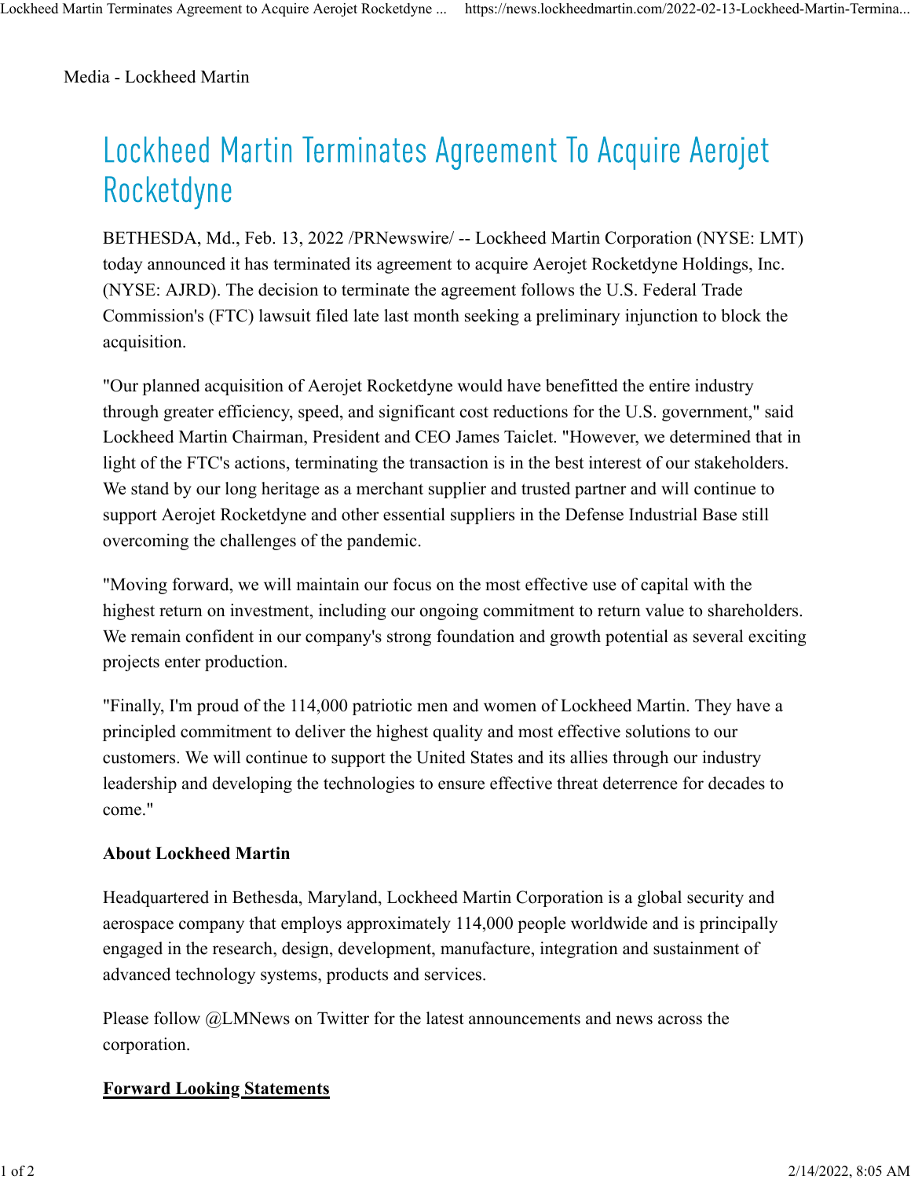Media - Lockheed Martin

# Lockheed Martin Terminates Agreement To Acquire Aerojet Rocketdyne

BETHESDA, Md., Feb. 13, 2022 /PRNewswire/ -- Lockheed Martin Corporation (NYSE: LMT) today announced it has terminated its agreement to acquire Aerojet Rocketdyne Holdings, Inc. (NYSE: AJRD). The decision to terminate the agreement follows the U.S. Federal Trade Commission's (FTC) lawsuit filed late last month seeking a preliminary injunction to block the acquisition.

"Our planned acquisition of Aerojet Rocketdyne would have benefitted the entire industry through greater efficiency, speed, and significant cost reductions for the U.S. government," said Lockheed Martin Chairman, President and CEO James Taiclet. "However, we determined that in light of the FTC's actions, terminating the transaction is in the best interest of our stakeholders. We stand by our long heritage as a merchant supplier and trusted partner and will continue to support Aerojet Rocketdyne and other essential suppliers in the Defense Industrial Base still overcoming the challenges of the pandemic.

"Moving forward, we will maintain our focus on the most effective use of capital with the highest return on investment, including our ongoing commitment to return value to shareholders. We remain confident in our company's strong foundation and growth potential as several exciting projects enter production.

"Finally, I'm proud of the 114,000 patriotic men and women of Lockheed Martin. They have a principled commitment to deliver the highest quality and most effective solutions to our customers. We will continue to support the United States and its allies through our industry leadership and developing the technologies to ensure effective threat deterrence for decades to come."

**About Lockheed Martin**

Headquartered in Bethesda, Maryland, Lockheed Martin Corporation is a global security and aerospace company that employs approximately 114,000 people worldwide and is principally engaged in the research, design, development, manufacture, integration and sustainment of advanced technology systems, products and services.

Please follow @LMNews on Twitter for the latest announcements and news across the corporation.

**Forward Looking Statements**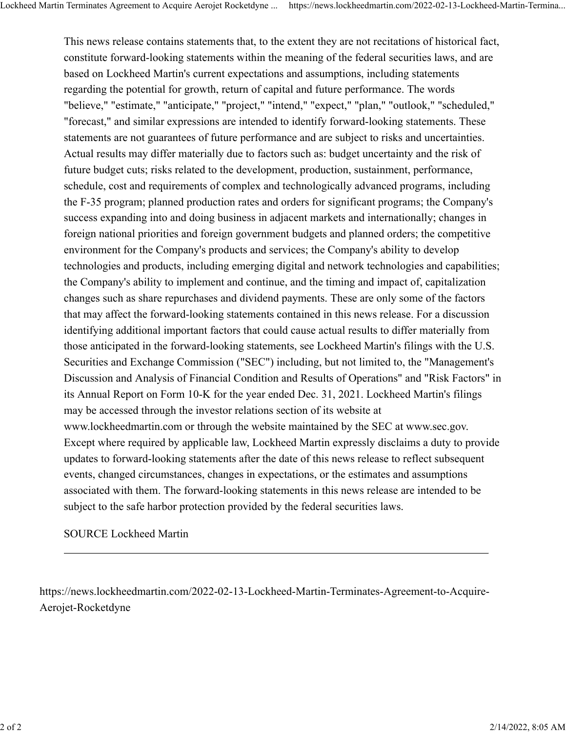This news release contains statements that, to the extent they are not recitations of historical fact, constitute forward-looking statements within the meaning of the federal securities laws, and are based on Lockheed Martin's current expectations and assumptions, including statements regarding the potential for growth, return of capital and future performance. The words "believe," "estimate," "anticipate," "project," "intend," "expect," "plan," "outlook," "scheduled," "forecast," and similar expressions are intended to identify forward-looking statements. These statements are not guarantees of future performance and are subject to risks and uncertainties. Actual results may differ materially due to factors such as: budget uncertainty and the risk of future budget cuts; risks related to the development, production, sustainment, performance, schedule, cost and requirements of complex and technologically advanced programs, including the F-35 program; planned production rates and orders for significant programs; the Company's success expanding into and doing business in adjacent markets and internationally; changes in foreign national priorities and foreign government budgets and planned orders; the competitive environment for the Company's products and services; the Company's ability to develop technologies and products, including emerging digital and network technologies and capabilities; the Company's ability to implement and continue, and the timing and impact of, capitalization changes such as share repurchases and dividend payments. These are only some of the factors that may affect the forward-looking statements contained in this news release. For a discussion identifying additional important factors that could cause actual results to differ materially from those anticipated in the forward-looking statements, see Lockheed Martin's filings with the U.S. Securities and Exchange Commission ("SEC") including, but not limited to, the "Management's Discussion and Analysis of Financial Condition and Results of Operations" and "Risk Factors" in its Annual Report on Form 10-K for the year ended Dec. 31, 2021. Lockheed Martin's filings may be accessed through the investor relations section of its website at www.lockheedmartin.com or through the website maintained by the SEC at www.sec.gov. Except where required by applicable law, Lockheed Martin expressly disclaims a duty to provide updates to forward-looking statements after the date of this news release to reflect subsequent events, changed circumstances, changes in expectations, or the estimates and assumptions associated with them. The forward-looking statements in this news release are intended to be subject to the safe harbor protection provided by the federal securities laws.

SOURCE Lockheed Martin

---

https://news.lockheedmartin.com/2022-02-13-Lockheed-Martin-Terminates-Agreement-to-Acquire-Aerojet-Rocketdyne